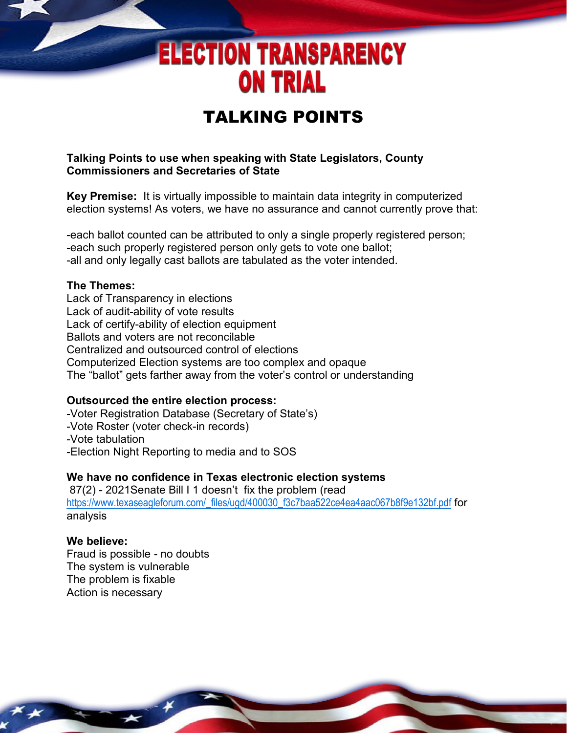# ELECTION TRANSPARENCY ON TRIAL

## TALKING POINTS

**Talking Points to use when speaking with State Legislators, County Commissioners and Secretaries of State**

**Key Premise:** It is virtually impossible to maintain data integrity in computerized election systems! As voters, we have no assurance and cannot currently prove that:

-each ballot counted can be attributed to only a single properly registered person;
-each such properly registered person only gets to vote one ballot;
-all and only legally cast ballots are tabulated as the voter intended.

**The Themes:**
Lack of Transparency in elections
Lack of audit-ability of vote results
Lack of certify-ability of election equipment
Ballots and voters are not reconcilable
Centralized and outsourced control of elections
Computerized Election systems are too complex and opaque
The "ballot" gets farther away from the voter's control or understanding

**Outsourced the entire election process:**
-Voter Registration Database (Secretary of State's)
-Vote Roster (voter check-in records)
-Vote tabulation
-Election Night Reporting to media and to SOS

**We have no confidence in Texas electronic election systems**
87(2) - 2021Senate Bill I 1 doesn't fix the problem (read https://www.texaseagleforum.com/_files/ugd/400030_f3c7baa522ce4ea4aac067b8f9e132bf.pdf for analysis

**We believe:**
Fraud is possible - no doubts
The system is vulnerable
The problem is fixable
Action is necessary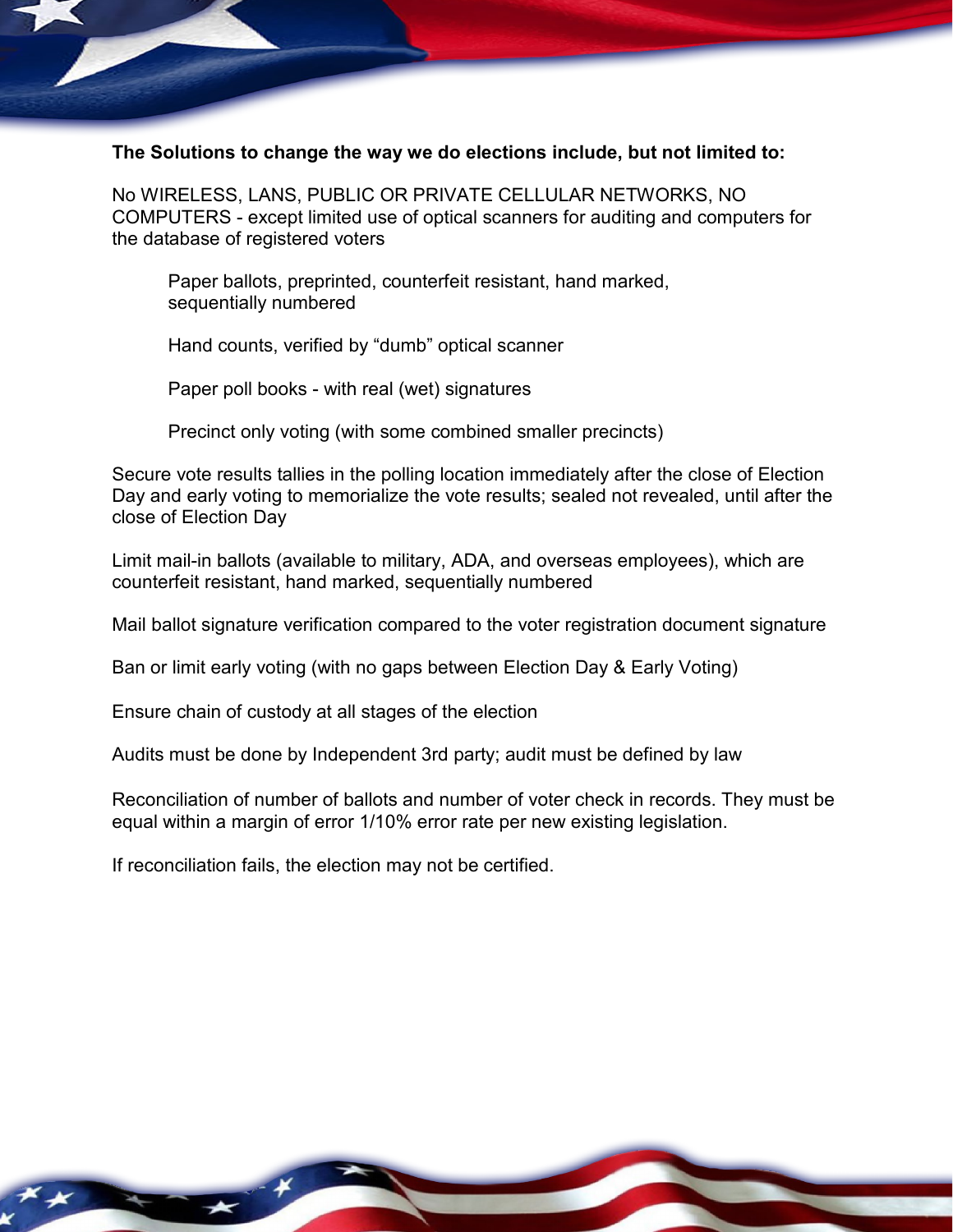**The Solutions to change the way we do elections include, but not limited to:**

No WIRELESS, LANS, PUBLIC OR PRIVATE CELLULAR NETWORKS, NO COMPUTERS - except limited use of optical scanners for auditing and computers for the database of registered voters

> Paper ballots, preprinted, counterfeit resistant, hand marked, sequentially numbered
>
> Hand counts, verified by "dumb" optical scanner
>
> Paper poll books - with real (wet) signatures
>
> Precinct only voting (with some combined smaller precincts)

Secure vote results tallies in the polling location immediately after the close of Election Day and early voting to memorialize the vote results; sealed not revealed, until after the close of Election Day

Limit mail-in ballots (available to military, ADA, and overseas employees), which are counterfeit resistant, hand marked, sequentially numbered

Mail ballot signature verification compared to the voter registration document signature

Ban or limit early voting (with no gaps between Election Day & Early Voting)

Ensure chain of custody at all stages of the election

Audits must be done by Independent 3rd party; audit must be defined by law

Reconciliation of number of ballots and number of voter check in records. They must be equal within a margin of error 1/10% error rate per new existing legislation.

If reconciliation fails, the election may not be certified.